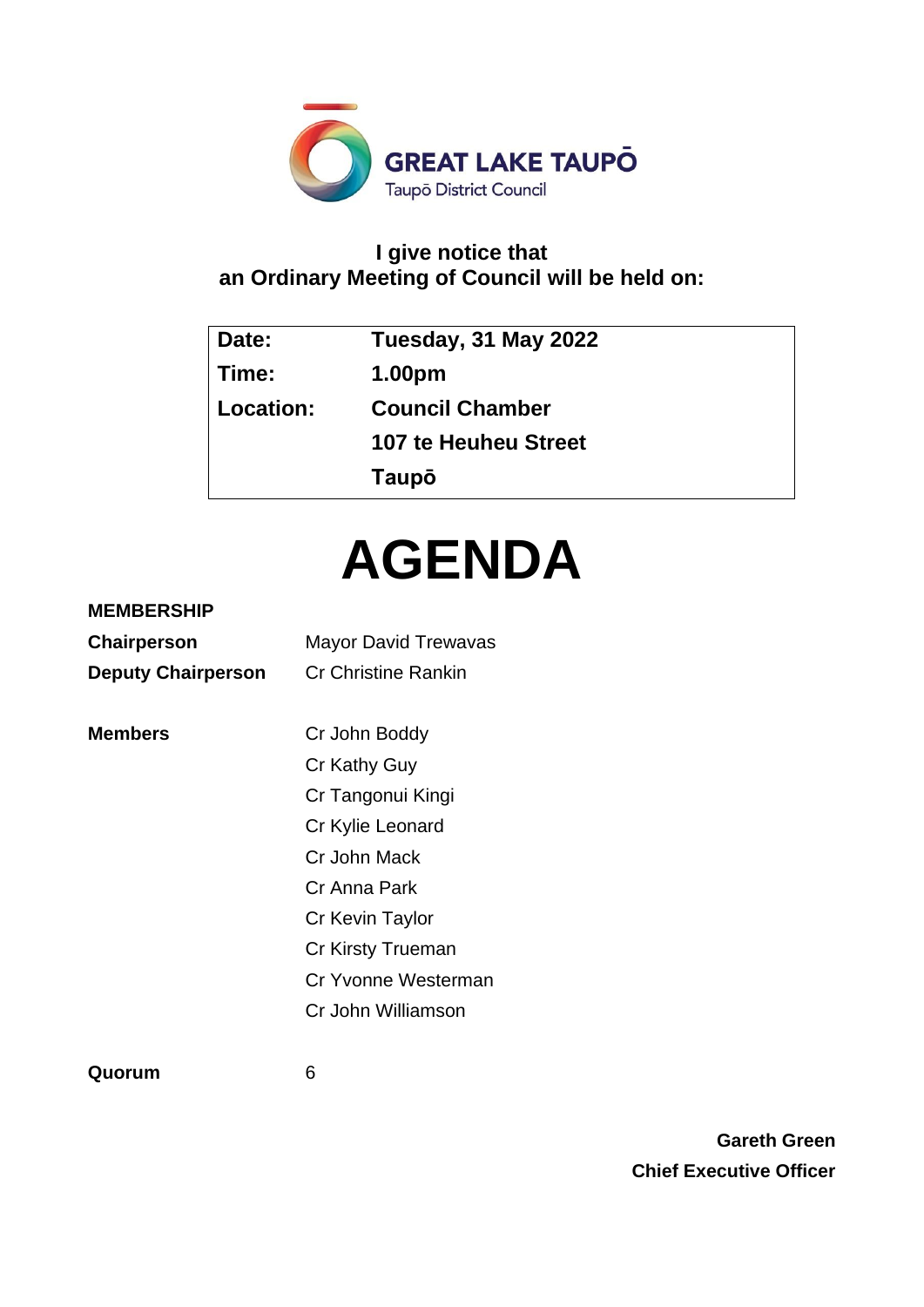GREAT LAKE TAUPŌ

Taupō District Council

**I give notice that**
**an Ordinary Meeting of Council will be held on:**

| | |
|---|---|
| **Date:** | **Tuesday, 31 May 2022** |
| **Time:** | **1.00pm** |
| **Location:** | **Council Chamber** |
| | **107 te Heuheu Street** |
| | **Taupō** |

# AGENDA

**MEMBERSHIP**

| | |
|---|---|
| **Chairperson** | Mayor David Trewavas |
| **Deputy Chairperson** | Cr Christine Rankin |
| | |
| **Members** | Cr John Boddy |
| | Cr Kathy Guy |
| | Cr Tangonui Kingi |
| | Cr Kylie Leonard |
| | Cr John Mack |
| | Cr Anna Park |
| | Cr Kevin Taylor |
| | Cr Kirsty Trueman |
| | Cr Yvonne Westerman |
| | Cr John Williamson |
| | |
| **Quorum** | 6 |

**Gareth Green**
**Chief Executive Officer**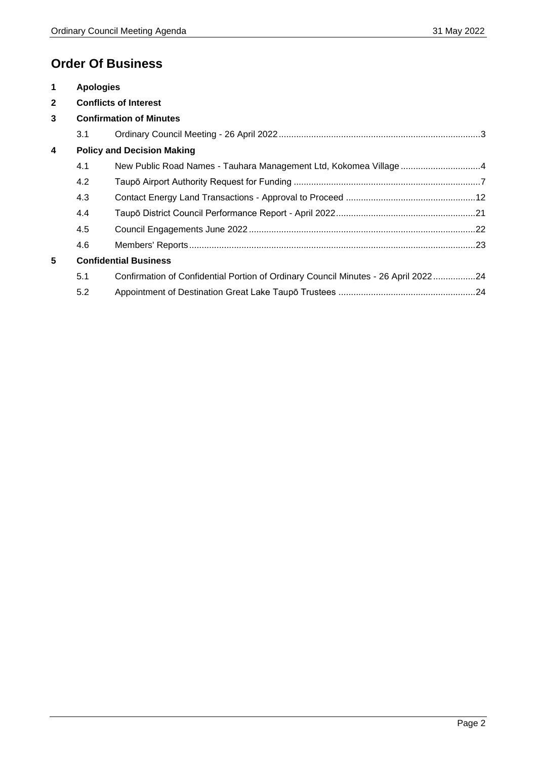# Order Of Business

**1 Apologies**

**2 Conflicts of Interest**

**3 Confirmation of Minutes**

3.1 Ordinary Council Meeting - 26 April 2022 ....... 3

**4 Policy and Decision Making**

4.1 New Public Road Names - Tauhara Management Ltd, Kokomea Village ....... 4

4.2 Taupō Airport Authority Request for Funding ....... 7

4.3 Contact Energy Land Transactions - Approval to Proceed ....... 12

4.4 Taupō District Council Performance Report - April 2022 ....... 21

4.5 Council Engagements June 2022 ....... 22

4.6 Members' Reports ....... 23

**5 Confidential Business**

5.1 Confirmation of Confidential Portion of Ordinary Council Minutes - 26 April 2022 ....... 24

5.2 Appointment of Destination Great Lake Taupō Trustees ....... 24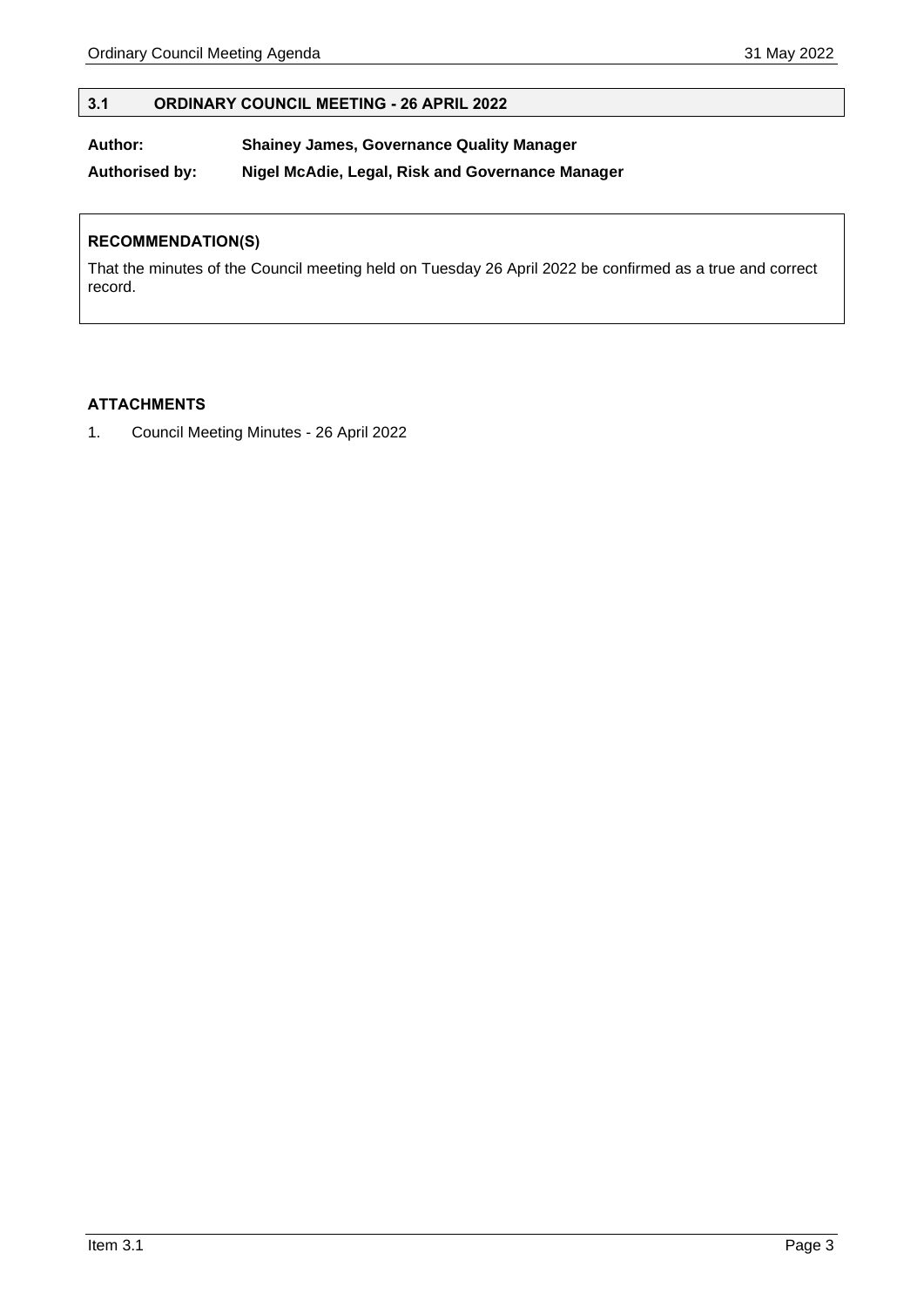## 3.1 ORDINARY COUNCIL MEETING - 26 APRIL 2022

**Author:** **Shainey James, Governance Quality Manager**

**Authorised by:** **Nigel McAdie, Legal, Risk and Governance Manager**

**RECOMMENDATION(S)**

That the minutes of the Council meeting held on Tuesday 26 April 2022 be confirmed as a true and correct record.

**ATTACHMENTS**

1. Council Meeting Minutes - 26 April 2022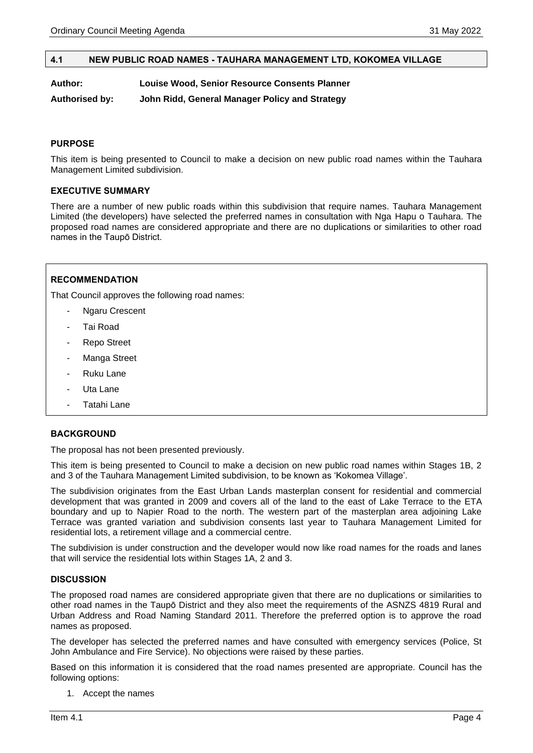## 4.1 NEW PUBLIC ROAD NAMES - TAUHARA MANAGEMENT LTD, KOKOMEA VILLAGE

**Author:** **Louise Wood, Senior Resource Consents Planner**

**Authorised by:** **John Ridd, General Manager Policy and Strategy**

### PURPOSE

This item is being presented to Council to make a decision on new public road names within the Tauhara Management Limited subdivision.

### EXECUTIVE SUMMARY

There are a number of new public roads within this subdivision that require names. Tauhara Management Limited (the developers) have selected the preferred names in consultation with Nga Hapu o Tauhara. The proposed road names are considered appropriate and there are no duplications or similarities to other road names in the Taupō District.

### RECOMMENDATION

That Council approves the following road names:

- Ngaru Crescent
- Tai Road
- Repo Street
- Manga Street
- Ruku Lane
- Uta Lane
- Tatahi Lane

### BACKGROUND

The proposal has not been presented previously.

This item is being presented to Council to make a decision on new public road names within Stages 1B, 2 and 3 of the Tauhara Management Limited subdivision, to be known as 'Kokomea Village'.

The subdivision originates from the East Urban Lands masterplan consent for residential and commercial development that was granted in 2009 and covers all of the land to the east of Lake Terrace to the ETA boundary and up to Napier Road to the north. The western part of the masterplan area adjoining Lake Terrace was granted variation and subdivision consents last year to Tauhara Management Limited for residential lots, a retirement village and a commercial centre.

The subdivision is under construction and the developer would now like road names for the roads and lanes that will service the residential lots within Stages 1A, 2 and 3.

### DISCUSSION

The proposed road names are considered appropriate given that there are no duplications or similarities to other road names in the Taupō District and they also meet the requirements of the ASNZS 4819 Rural and Urban Address and Road Naming Standard 2011. Therefore the preferred option is to approve the road names as proposed.

The developer has selected the preferred names and have consulted with emergency services (Police, St John Ambulance and Fire Service). No objections were raised by these parties.

Based on this information it is considered that the road names presented are appropriate. Council has the following options:

1. Accept the names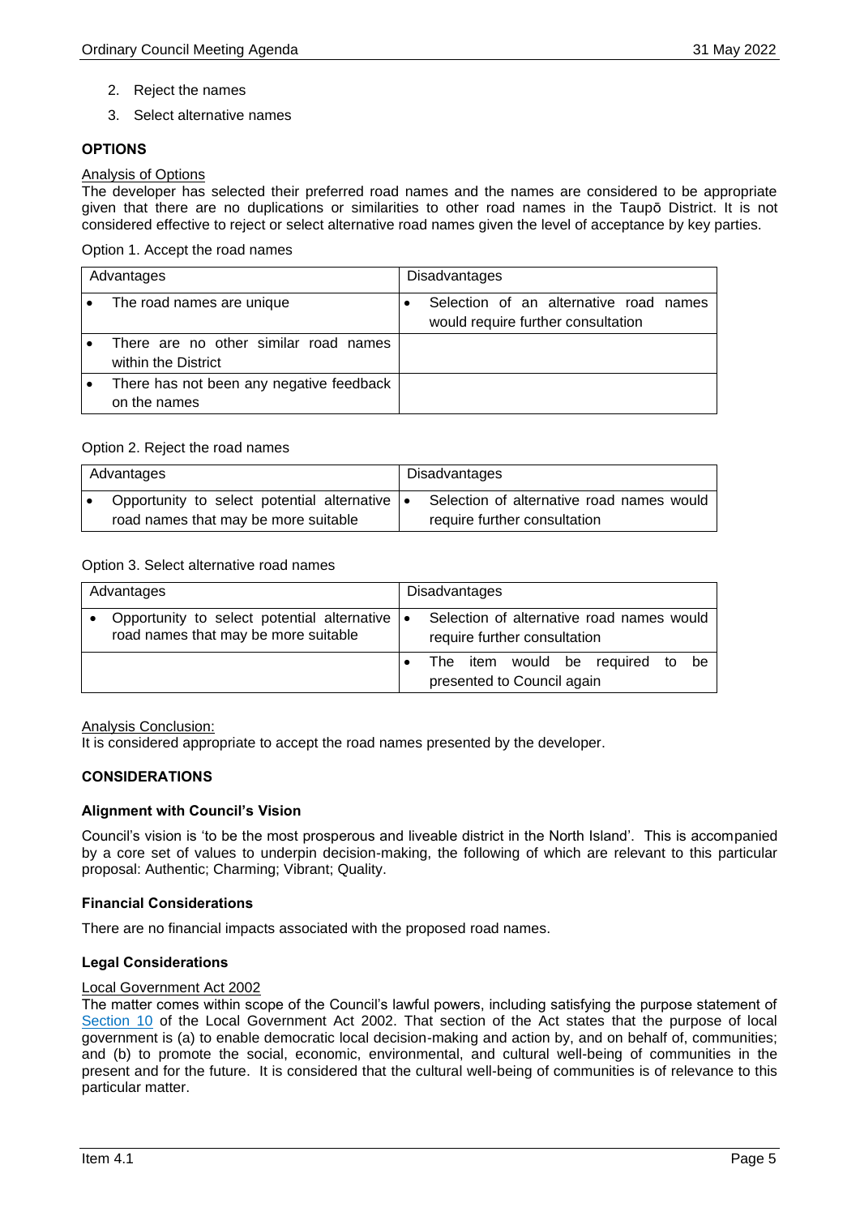2. Reject the names
3. Select alternative names

## OPTIONS

Analysis of Options

The developer has selected their preferred road names and the names are considered to be appropriate given that there are no duplications or similarities to other road names in the Taupō District. It is not considered effective to reject or select alternative road names given the level of acceptance by key parties.

Option 1. Accept the road names

| Advantages | Disadvantages |
| --- | --- |
| • The road names are unique | • Selection of an alternative road names would require further consultation |
| • There are no other similar road names within the District | |
| • There has not been any negative feedback on the names | |

Option 2. Reject the road names

| Advantages | Disadvantages |
| --- | --- |
| • Opportunity to select potential alternative road names that may be more suitable | • Selection of alternative road names would require further consultation |

Option 3. Select alternative road names

| Advantages | Disadvantages |
| --- | --- |
| • Opportunity to select potential alternative road names that may be more suitable | • Selection of alternative road names would require further consultation |
| | • The item would be required to be presented to Council again |

Analysis Conclusion:

It is considered appropriate to accept the road names presented by the developer.

## CONSIDERATIONS

### Alignment with Council's Vision

Council's vision is 'to be the most prosperous and liveable district in the North Island'. This is accompanied by a core set of values to underpin decision-making, the following of which are relevant to this particular proposal: Authentic; Charming; Vibrant; Quality.

### Financial Considerations

There are no financial impacts associated with the proposed road names.

### Legal Considerations

Local Government Act 2002

The matter comes within scope of the Council's lawful powers, including satisfying the purpose statement of Section 10 of the Local Government Act 2002. That section of the Act states that the purpose of local government is (a) to enable democratic local decision-making and action by, and on behalf of, communities; and (b) to promote the social, economic, environmental, and cultural well-being of communities in the present and for the future. It is considered that the cultural well-being of communities is of relevance to this particular matter.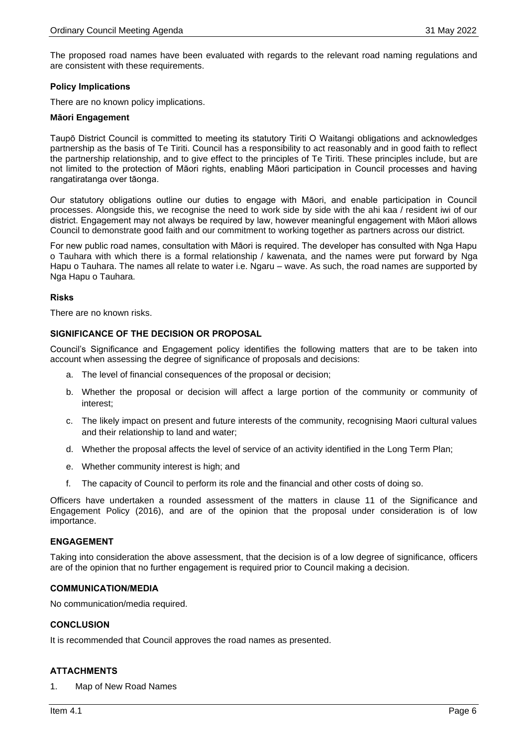The proposed road names have been evaluated with regards to the relevant road naming regulations and are consistent with these requirements.

**Policy Implications**

There are no known policy implications.

**Māori Engagement**

Taupō District Council is committed to meeting its statutory Tiriti O Waitangi obligations and acknowledges partnership as the basis of Te Tiriti. Council has a responsibility to act reasonably and in good faith to reflect the partnership relationship, and to give effect to the principles of Te Tiriti. These principles include, but are not limited to the protection of Māori rights, enabling Māori participation in Council processes and having rangatiratanga over tāonga.

Our statutory obligations outline our duties to engage with Māori, and enable participation in Council processes. Alongside this, we recognise the need to work side by side with the ahi kaa / resident iwi of our district. Engagement may not always be required by law, however meaningful engagement with Māori allows Council to demonstrate good faith and our commitment to working together as partners across our district.

For new public road names, consultation with Māori is required. The developer has consulted with Nga Hapu o Tauhara with which there is a formal relationship / kawenata, and the names were put forward by Nga Hapu o Tauhara. The names all relate to water i.e. Ngaru – wave. As such, the road names are supported by Nga Hapu o Tauhara.

**Risks**

There are no known risks.

## SIGNIFICANCE OF THE DECISION OR PROPOSAL

Council's Significance and Engagement policy identifies the following matters that are to be taken into account when assessing the degree of significance of proposals and decisions:

a. The level of financial consequences of the proposal or decision;

b. Whether the proposal or decision will affect a large portion of the community or community of interest;

c. The likely impact on present and future interests of the community, recognising Maori cultural values and their relationship to land and water;

d. Whether the proposal affects the level of service of an activity identified in the Long Term Plan;

e. Whether community interest is high; and

f. The capacity of Council to perform its role and the financial and other costs of doing so.

Officers have undertaken a rounded assessment of the matters in clause 11 of the Significance and Engagement Policy (2016), and are of the opinion that the proposal under consideration is of low importance.

## ENGAGEMENT

Taking into consideration the above assessment, that the decision is of a low degree of significance, officers are of the opinion that no further engagement is required prior to Council making a decision.

## COMMUNICATION/MEDIA

No communication/media required.

## CONCLUSION

It is recommended that Council approves the road names as presented.

## ATTACHMENTS

1. Map of New Road Names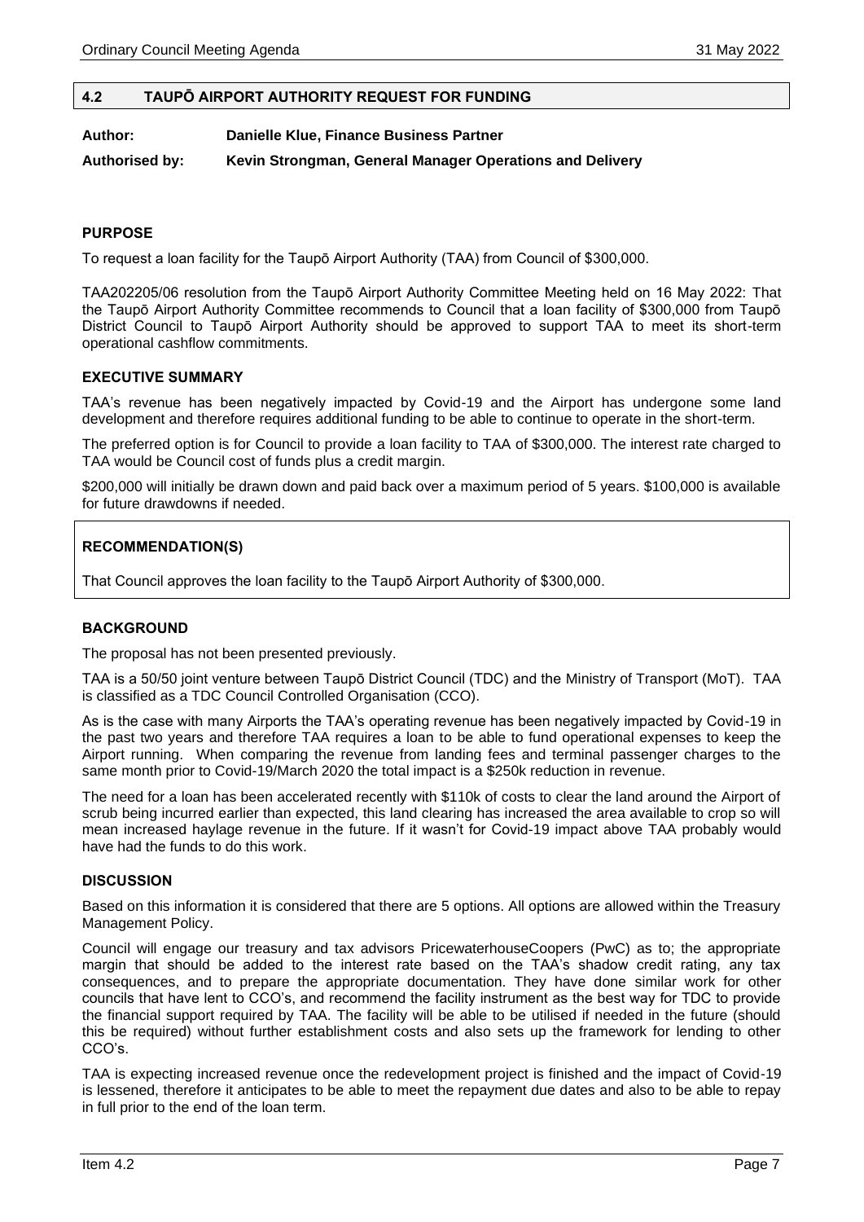## 4.2 TAUPŌ AIRPORT AUTHORITY REQUEST FOR FUNDING

**Author:** **Danielle Klue, Finance Business Partner**

**Authorised by:** **Kevin Strongman, General Manager Operations and Delivery**

### PURPOSE

To request a loan facility for the Taupō Airport Authority (TAA) from Council of $300,000.

TAA202205/06 resolution from the Taupō Airport Authority Committee Meeting held on 16 May 2022: That the Taupō Airport Authority Committee recommends to Council that a loan facility of $300,000 from Taupō District Council to Taupō Airport Authority should be approved to support TAA to meet its short-term operational cashflow commitments.

### EXECUTIVE SUMMARY

TAA's revenue has been negatively impacted by Covid-19 and the Airport has undergone some land development and therefore requires additional funding to be able to continue to operate in the short-term.

The preferred option is for Council to provide a loan facility to TAA of $300,000. The interest rate charged to TAA would be Council cost of funds plus a credit margin.

$200,000 will initially be drawn down and paid back over a maximum period of 5 years. $100,000 is available for future drawdowns if needed.

### RECOMMENDATION(S)

That Council approves the loan facility to the Taupō Airport Authority of $300,000.

### BACKGROUND

The proposal has not been presented previously.

TAA is a 50/50 joint venture between Taupō District Council (TDC) and the Ministry of Transport (MoT). TAA is classified as a TDC Council Controlled Organisation (CCO).

As is the case with many Airports the TAA's operating revenue has been negatively impacted by Covid-19 in the past two years and therefore TAA requires a loan to be able to fund operational expenses to keep the Airport running. When comparing the revenue from landing fees and terminal passenger charges to the same month prior to Covid-19/March 2020 the total impact is a $250k reduction in revenue.

The need for a loan has been accelerated recently with $110k of costs to clear the land around the Airport of scrub being incurred earlier than expected, this land clearing has increased the area available to crop so will mean increased haylage revenue in the future. If it wasn't for Covid-19 impact above TAA probably would have had the funds to do this work.

### DISCUSSION

Based on this information it is considered that there are 5 options. All options are allowed within the Treasury Management Policy.

Council will engage our treasury and tax advisors PricewaterhouseCoopers (PwC) as to; the appropriate margin that should be added to the interest rate based on the TAA's shadow credit rating, any tax consequences, and to prepare the appropriate documentation. They have done similar work for other councils that have lent to CCO's, and recommend the facility instrument as the best way for TDC to provide the financial support required by TAA. The facility will be able to be utilised if needed in the future (should this be required) without further establishment costs and also sets up the framework for lending to other CCO's.

TAA is expecting increased revenue once the redevelopment project is finished and the impact of Covid-19 is lessened, therefore it anticipates to be able to meet the repayment due dates and also to be able to repay in full prior to the end of the loan term.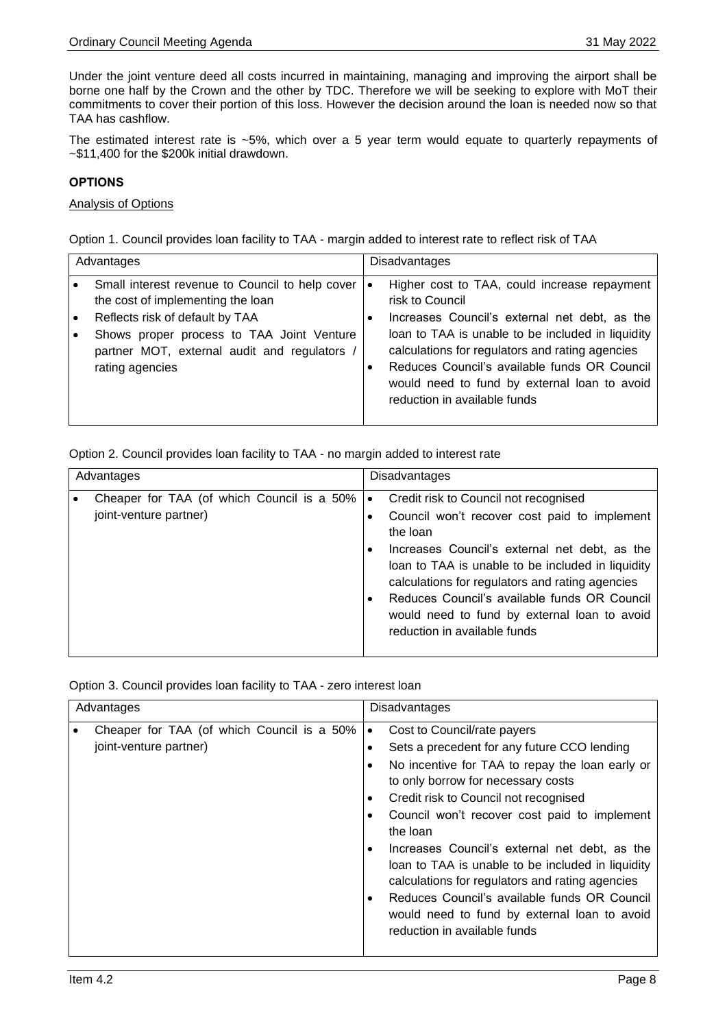Under the joint venture deed all costs incurred in maintaining, managing and improving the airport shall be borne one half by the Crown and the other by TDC. Therefore we will be seeking to explore with MoT their commitments to cover their portion of this loss. However the decision around the loan is needed now so that TAA has cashflow.

The estimated interest rate is ~5%, which over a 5 year term would equate to quarterly repayments of ~$11,400 for the $200k initial drawdown.

## OPTIONS

Analysis of Options

Option 1. Council provides loan facility to TAA - margin added to interest rate to reflect risk of TAA

| Advantages | Disadvantages |
|---|---|
| • Small interest revenue to Council to help cover the cost of implementing the loan<br>• Reflects risk of default by TAA<br>• Shows proper process to TAA Joint Venture partner MOT, external audit and regulators / rating agencies | • Higher cost to TAA, could increase repayment risk to Council<br>• Increases Council's external net debt, as the loan to TAA is unable to be included in liquidity calculations for regulators and rating agencies<br>• Reduces Council's available funds OR Council would need to fund by external loan to avoid reduction in available funds |

Option 2. Council provides loan facility to TAA - no margin added to interest rate

| Advantages | Disadvantages |
|---|---|
| • Cheaper for TAA (of which Council is a 50% joint-venture partner) | • Credit risk to Council not recognised<br>• Council won't recover cost paid to implement the loan<br>• Increases Council's external net debt, as the loan to TAA is unable to be included in liquidity calculations for regulators and rating agencies<br>• Reduces Council's available funds OR Council would need to fund by external loan to avoid reduction in available funds |

Option 3. Council provides loan facility to TAA - zero interest loan

| Advantages | Disadvantages |
|---|---|
| • Cheaper for TAA (of which Council is a 50% joint-venture partner) | • Cost to Council/rate payers<br>• Sets a precedent for any future CCO lending<br>• No incentive for TAA to repay the loan early or to only borrow for necessary costs<br>• Credit risk to Council not recognised<br>• Council won't recover cost paid to implement the loan<br>• Increases Council's external net debt, as the loan to TAA is unable to be included in liquidity calculations for regulators and rating agencies<br>• Reduces Council's available funds OR Council would need to fund by external loan to avoid reduction in available funds |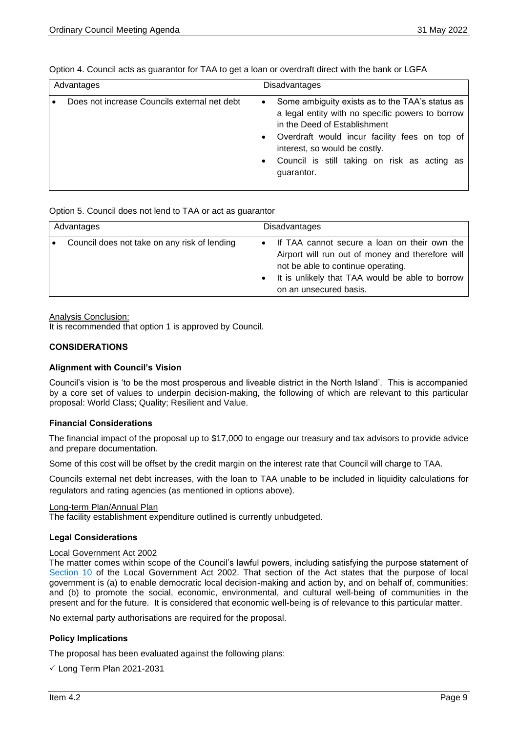Option 4. Council acts as guarantor for TAA to get a loan or overdraft direct with the bank or LGFA

| Advantages | Disadvantages |
| --- | --- |
| • Does not increase Councils external net debt | • Some ambiguity exists as to the TAA's status as a legal entity with no specific powers to borrow in the Deed of Establishment<br>• Overdraft would incur facility fees on top of interest, so would be costly.<br>• Council is still taking on risk as acting as guarantor. |

Option 5. Council does not lend to TAA or act as guarantor

| Advantages | Disadvantages |
| --- | --- |
| • Council does not take on any risk of lending | • If TAA cannot secure a loan on their own the Airport will run out of money and therefore will not be able to continue operating.<br>• It is unlikely that TAA would be able to borrow on an unsecured basis. |

Analysis Conclusion:
It is recommended that option 1 is approved by Council.

**CONSIDERATIONS**

**Alignment with Council's Vision**

Council's vision is 'to be the most prosperous and liveable district in the North Island'. This is accompanied by a core set of values to underpin decision-making, the following of which are relevant to this particular proposal: World Class; Quality; Resilient and Value.

**Financial Considerations**

The financial impact of the proposal up to $17,000 to engage our treasury and tax advisors to provide advice and prepare documentation.

Some of this cost will be offset by the credit margin on the interest rate that Council will charge to TAA.

Councils external net debt increases, with the loan to TAA unable to be included in liquidity calculations for regulators and rating agencies (as mentioned in options above).

Long-term Plan/Annual Plan
The facility establishment expenditure outlined is currently unbudgeted.

**Legal Considerations**

Local Government Act 2002
The matter comes within scope of the Council's lawful powers, including satisfying the purpose statement of Section 10 of the Local Government Act 2002. That section of the Act states that the purpose of local government is (a) to enable democratic local decision-making and action by, and on behalf of, communities; and (b) to promote the social, economic, environmental, and cultural well-being of communities in the present and for the future. It is considered that economic well-being is of relevance to this particular matter.

No external party authorisations are required for the proposal.

**Policy Implications**

The proposal has been evaluated against the following plans:

✓ Long Term Plan 2021-2031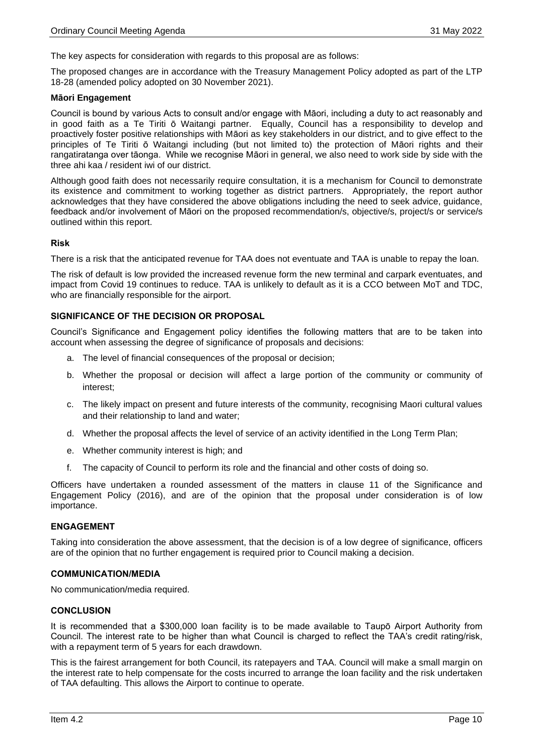The key aspects for consideration with regards to this proposal are as follows:

The proposed changes are in accordance with the Treasury Management Policy adopted as part of the LTP 18-28 (amended policy adopted on 30 November 2021).

**Māori Engagement**

Council is bound by various Acts to consult and/or engage with Māori, including a duty to act reasonably and in good faith as a Te Tiriti ō Waitangi partner. Equally, Council has a responsibility to develop and proactively foster positive relationships with Māori as key stakeholders in our district, and to give effect to the principles of Te Tiriti ō Waitangi including (but not limited to) the protection of Māori rights and their rangatiratanga over tāonga. While we recognise Māori in general, we also need to work side by side with the three ahi kaa / resident iwi of our district.

Although good faith does not necessarily require consultation, it is a mechanism for Council to demonstrate its existence and commitment to working together as district partners. Appropriately, the report author acknowledges that they have considered the above obligations including the need to seek advice, guidance, feedback and/or involvement of Māori on the proposed recommendation/s, objective/s, project/s or service/s outlined within this report.

**Risk**

There is a risk that the anticipated revenue for TAA does not eventuate and TAA is unable to repay the loan.

The risk of default is low provided the increased revenue form the new terminal and carpark eventuates, and impact from Covid 19 continues to reduce. TAA is unlikely to default as it is a CCO between MoT and TDC, who are financially responsible for the airport.

## SIGNIFICANCE OF THE DECISION OR PROPOSAL

Council's Significance and Engagement policy identifies the following matters that are to be taken into account when assessing the degree of significance of proposals and decisions:

a. The level of financial consequences of the proposal or decision;

b. Whether the proposal or decision will affect a large portion of the community or community of interest;

c. The likely impact on present and future interests of the community, recognising Maori cultural values and their relationship to land and water;

d. Whether the proposal affects the level of service of an activity identified in the Long Term Plan;

e. Whether community interest is high; and

f. The capacity of Council to perform its role and the financial and other costs of doing so.

Officers have undertaken a rounded assessment of the matters in clause 11 of the Significance and Engagement Policy (2016), and are of the opinion that the proposal under consideration is of low importance.

## ENGAGEMENT

Taking into consideration the above assessment, that the decision is of a low degree of significance, officers are of the opinion that no further engagement is required prior to Council making a decision.

## COMMUNICATION/MEDIA

No communication/media required.

## CONCLUSION

It is recommended that a \$300,000 loan facility is to be made available to Taupō Airport Authority from Council. The interest rate to be higher than what Council is charged to reflect the TAA's credit rating/risk, with a repayment term of 5 years for each drawdown.

This is the fairest arrangement for both Council, its ratepayers and TAA. Council will make a small margin on the interest rate to help compensate for the costs incurred to arrange the loan facility and the risk undertaken of TAA defaulting. This allows the Airport to continue to operate.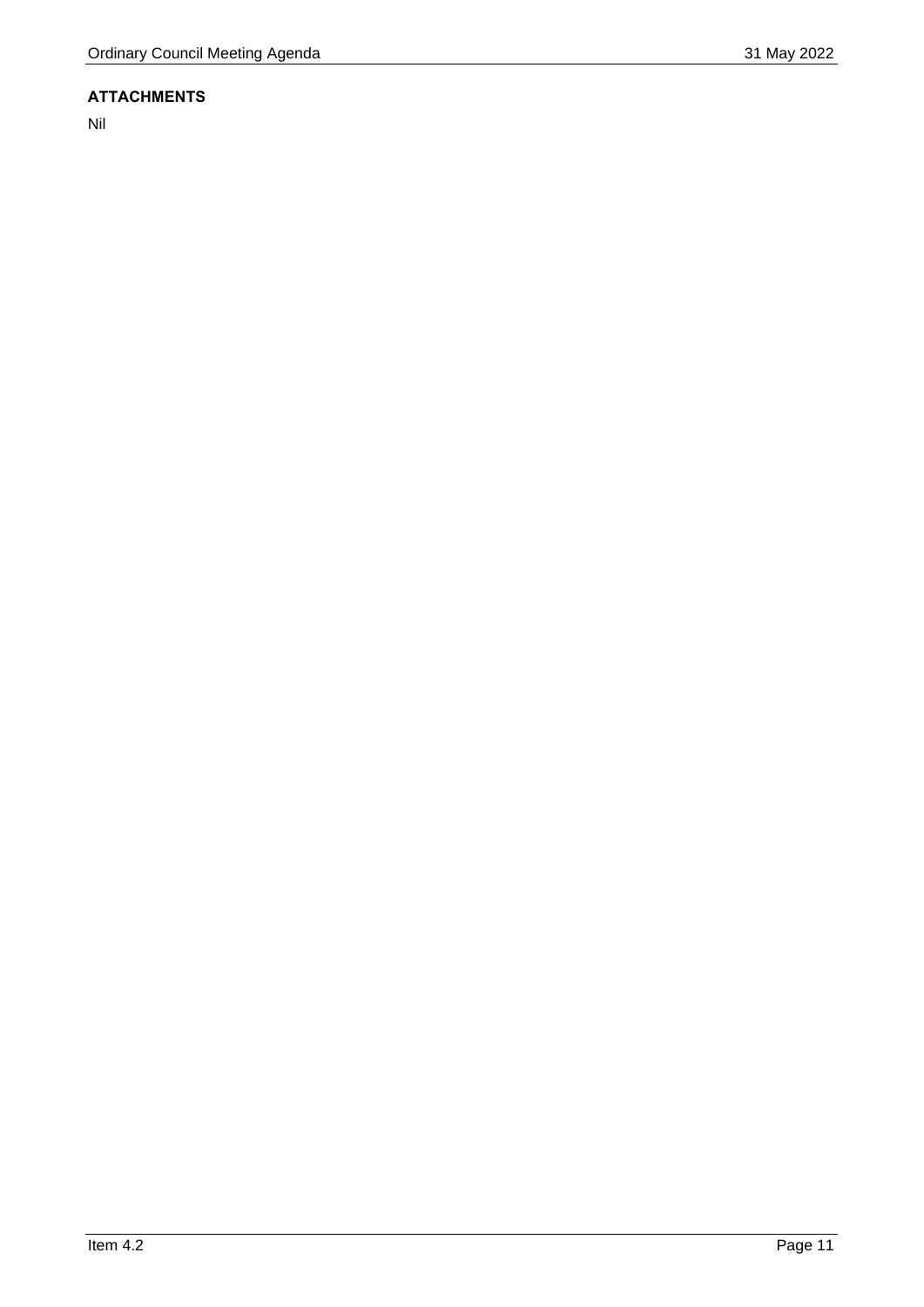**ATTACHMENTS**

Nil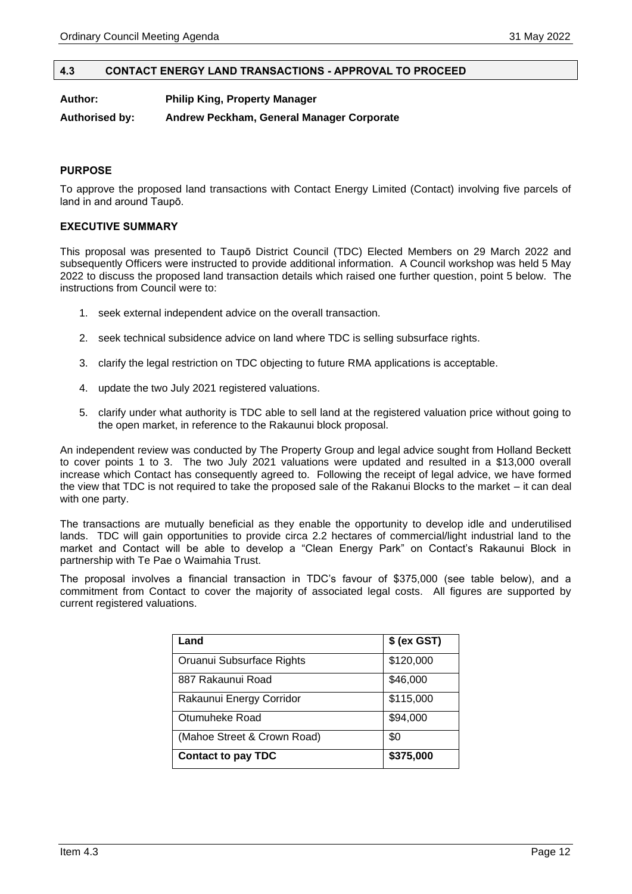## 4.3 CONTACT ENERGY LAND TRANSACTIONS - APPROVAL TO PROCEED

**Author:** **Philip King, Property Manager**

**Authorised by:** **Andrew Peckham, General Manager Corporate**

### PURPOSE

To approve the proposed land transactions with Contact Energy Limited (Contact) involving five parcels of land in and around Taupō.

### EXECUTIVE SUMMARY

This proposal was presented to Taupō District Council (TDC) Elected Members on 29 March 2022 and subsequently Officers were instructed to provide additional information. A Council workshop was held 5 May 2022 to discuss the proposed land transaction details which raised one further question, point 5 below. The instructions from Council were to:

1. seek external independent advice on the overall transaction.
2. seek technical subsidence advice on land where TDC is selling subsurface rights.
3. clarify the legal restriction on TDC objecting to future RMA applications is acceptable.
4. update the two July 2021 registered valuations.
5. clarify under what authority is TDC able to sell land at the registered valuation price without going to the open market, in reference to the Rakaunui block proposal.

An independent review was conducted by The Property Group and legal advice sought from Holland Beckett to cover points 1 to 3. The two July 2021 valuations were updated and resulted in a $13,000 overall increase which Contact has consequently agreed to. Following the receipt of legal advice, we have formed the view that TDC is not required to take the proposed sale of the Rakanui Blocks to the market – it can deal with one party.

The transactions are mutually beneficial as they enable the opportunity to develop idle and underutilised lands. TDC will gain opportunities to provide circa 2.2 hectares of commercial/light industrial land to the market and Contact will be able to develop a "Clean Energy Park" on Contact's Rakaunui Block in partnership with Te Pae o Waimahia Trust.

The proposal involves a financial transaction in TDC's favour of $375,000 (see table below), and a commitment from Contact to cover the majority of associated legal costs. All figures are supported by current registered valuations.

| Land | $ (ex GST) |
|---|---|
| Oruanui Subsurface Rights | $120,000 |
| 887 Rakaunui Road | $46,000 |
| Rakaunui Energy Corridor | $115,000 |
| Otumuheke Road | $94,000 |
| (Mahoe Street & Crown Road) | $0 |
| **Contact to pay TDC** | **$375,000** |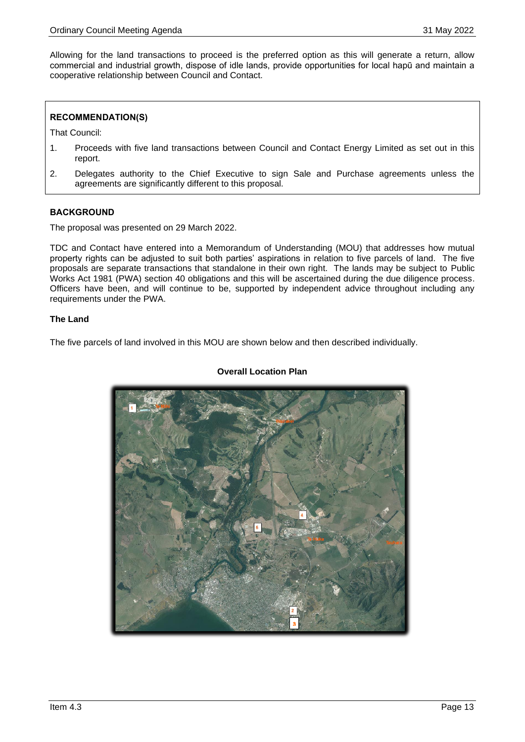Allowing for the land transactions to proceed is the preferred option as this will generate a return, allow commercial and industrial growth, dispose of idle lands, provide opportunities for local hapū and maintain a cooperative relationship between Council and Contact.

**RECOMMENDATION(S)**

That Council:

1. Proceeds with five land transactions between Council and Contact Energy Limited as set out in this report.
2. Delegates authority to the Chief Executive to sign Sale and Purchase agreements unless the agreements are significantly different to this proposal.

**BACKGROUND**

The proposal was presented on 29 March 2022.

TDC and Contact have entered into a Memorandum of Understanding (MOU) that addresses how mutual property rights can be adjusted to suit both parties' aspirations in relation to five parcels of land. The five proposals are separate transactions that standalone in their own right. The lands may be subject to Public Works Act 1981 (PWA) section 40 obligations and this will be ascertained during the due diligence process. Officers have been, and will continue to be, supported by independent advice throughout including any requirements under the PWA.

**The Land**

The five parcels of land involved in this MOU are shown below and then described individually.

**Overall Location Plan**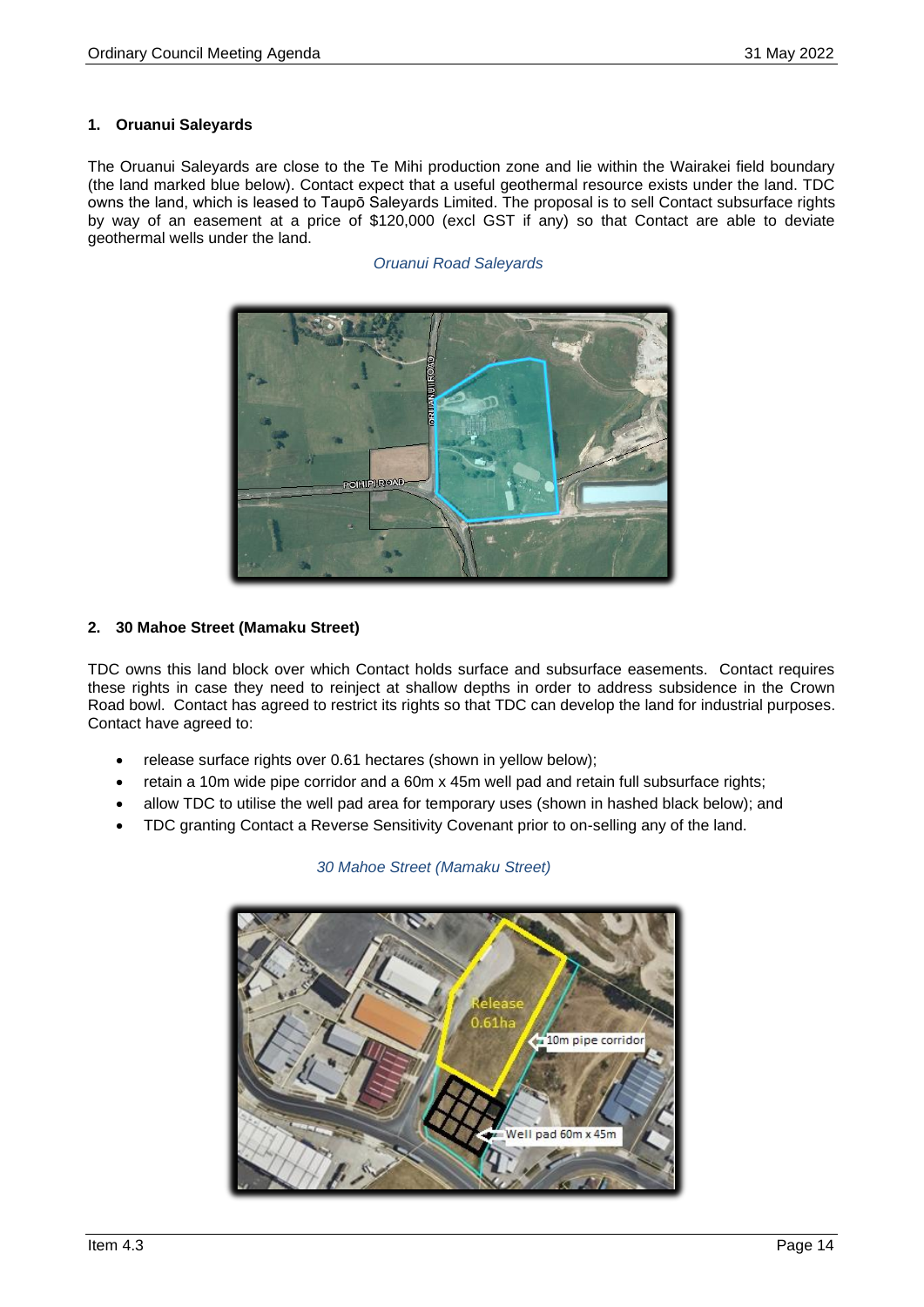## 1. Oruanui Saleyards

The Oruanui Saleyards are close to the Te Mihi production zone and lie within the Wairakei field boundary (the land marked blue below). Contact expect that a useful geothermal resource exists under the land. TDC owns the land, which is leased to Taupō Saleyards Limited. The proposal is to sell Contact subsurface rights by way of an easement at a price of $120,000 (excl GST if any) so that Contact are able to deviate geothermal wells under the land.

*Oruanui Road Saleyards*

## 2. 30 Mahoe Street (Mamaku Street)

TDC owns this land block over which Contact holds surface and subsurface easements. Contact requires these rights in case they need to reinject at shallow depths in order to address subsidence in the Crown Road bowl. Contact has agreed to restrict its rights so that TDC can develop the land for industrial purposes. Contact have agreed to:

- release surface rights over 0.61 hectares (shown in yellow below);
- retain a 10m wide pipe corridor and a 60m x 45m well pad and retain full subsurface rights;
- allow TDC to utilise the well pad area for temporary uses (shown in hashed black below); and
- TDC granting Contact a Reverse Sensitivity Covenant prior to on-selling any of the land.

*30 Mahoe Street (Mamaku Street)*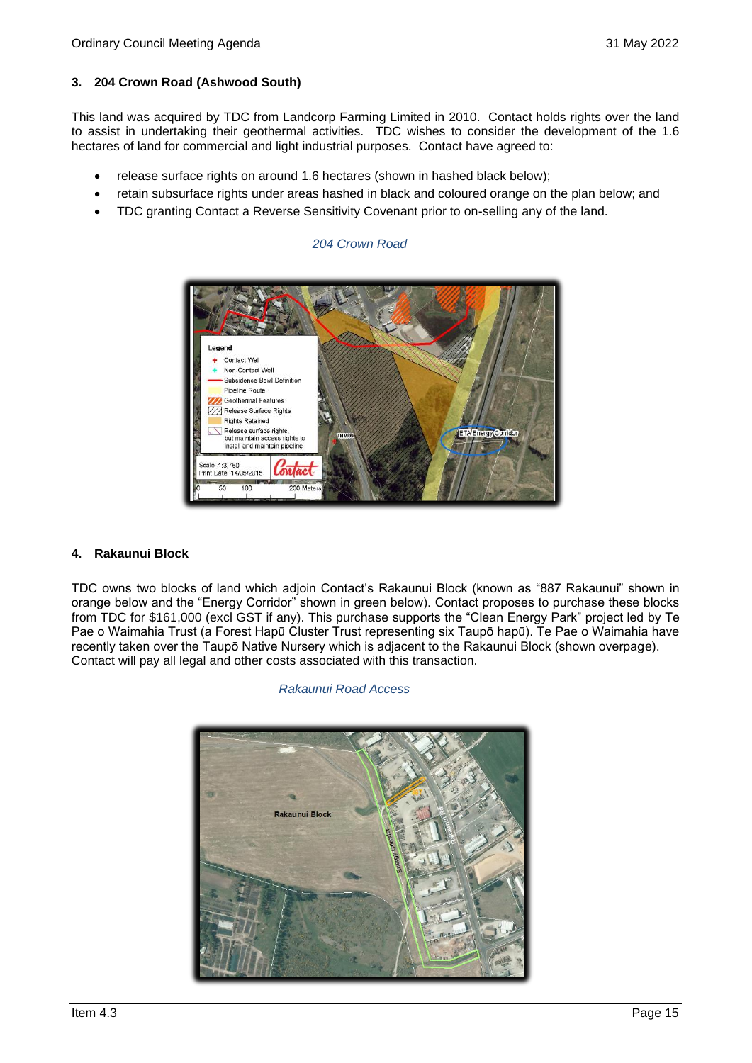### 3. 204 Crown Road (Ashwood South)

This land was acquired by TDC from Landcorp Farming Limited in 2010. Contact holds rights over the land to assist in undertaking their geothermal activities. TDC wishes to consider the development of the 1.6 hectares of land for commercial and light industrial purposes. Contact have agreed to:

- release surface rights on around 1.6 hectares (shown in hashed black below);
- retain subsurface rights under areas hashed in black and coloured orange on the plan below; and
- TDC granting Contact a Reverse Sensitivity Covenant prior to on-selling any of the land.

*204 Crown Road*

### 4. Rakaunui Block

TDC owns two blocks of land which adjoin Contact's Rakaunui Block (known as "887 Rakaunui" shown in orange below and the "Energy Corridor" shown in green below). Contact proposes to purchase these blocks from TDC for $161,000 (excl GST if any). This purchase supports the "Clean Energy Park" project led by Te Pae o Waimahia Trust (a Forest Hapū Cluster Trust representing six Taupō hapū). Te Pae o Waimahia have recently taken over the Taupō Native Nursery which is adjacent to the Rakaunui Block (shown overpage). Contact will pay all legal and other costs associated with this transaction.

*Rakaunui Road Access*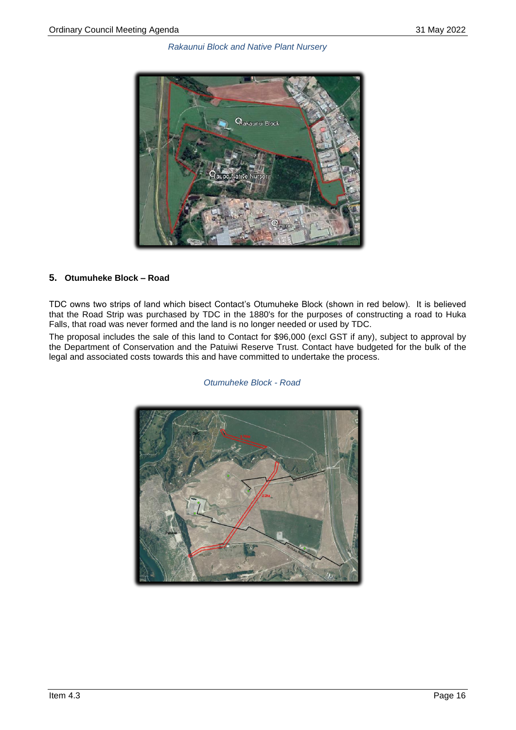*Rakaunui Block and Native Plant Nursery*

## 5. Otumuheke Block – Road

TDC owns two strips of land which bisect Contact's Otumuheke Block (shown in red below). It is believed that the Road Strip was purchased by TDC in the 1880's for the purposes of constructing a road to Huka Falls, that road was never formed and the land is no longer needed or used by TDC.

The proposal includes the sale of this land to Contact for $96,000 (excl GST if any), subject to approval by the Department of Conservation and the Patuiwi Reserve Trust. Contact have budgeted for the bulk of the legal and associated costs towards this and have committed to undertake the process.

*Otumuheke Block - Road*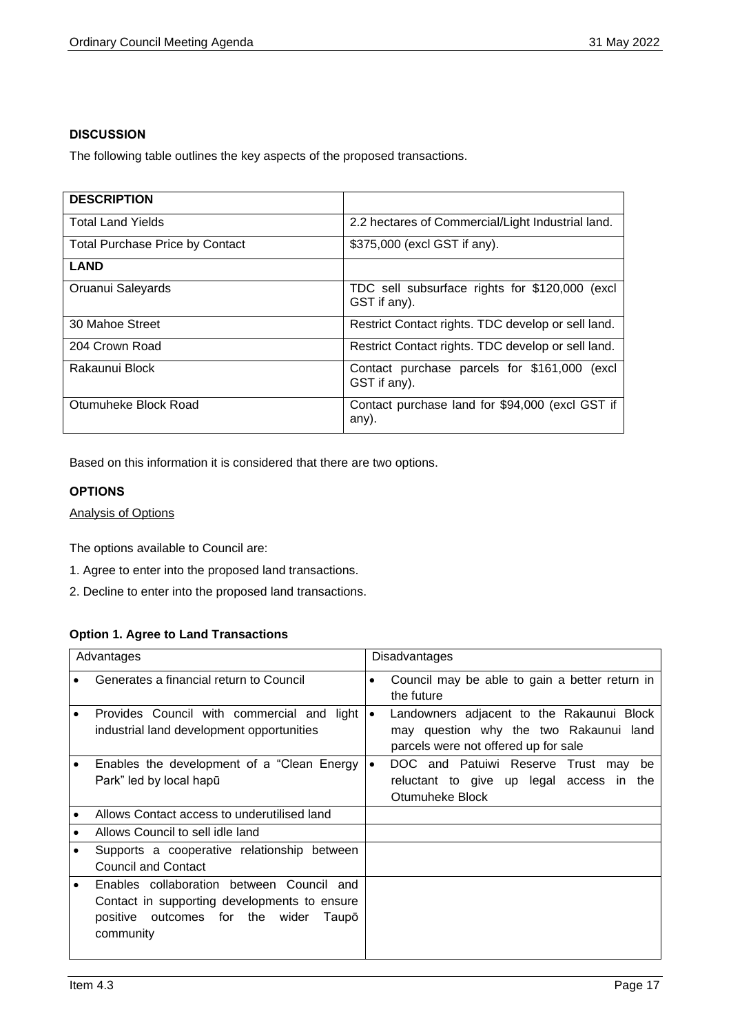### DISCUSSION

The following table outlines the key aspects of the proposed transactions.

| DESCRIPTION | |
|---|---|
| Total Land Yields | 2.2 hectares of Commercial/Light Industrial land. |
| Total Purchase Price by Contact | \$375,000 (excl GST if any). |
| **LAND** | |
| Oruanui Saleyards | TDC sell subsurface rights for \$120,000 (excl GST if any). |
| 30 Mahoe Street | Restrict Contact rights. TDC develop or sell land. |
| 204 Crown Road | Restrict Contact rights. TDC develop or sell land. |
| Rakaunui Block | Contact purchase parcels for \$161,000 (excl GST if any). |
| Otumuheke Block Road | Contact purchase land for \$94,000 (excl GST if any). |

Based on this information it is considered that there are two options.

### OPTIONS

Analysis of Options

The options available to Council are:

1. Agree to enter into the proposed land transactions.
2. Decline to enter into the proposed land transactions.

#### Option 1. Agree to Land Transactions

| Advantages | Disadvantages |
|---|---|
| • Generates a financial return to Council | • Council may be able to gain a better return in the future |
| • Provides Council with commercial and light industrial land development opportunities | • Landowners adjacent to the Rakaunui Block may question why the two Rakaunui land parcels were not offered up for sale |
| • Enables the development of a "Clean Energy Park" led by local hapū | • DOC and Patuiwi Reserve Trust may be reluctant to give up legal access in the Otumuheke Block |
| • Allows Contact access to underutilised land | |
| • Allows Council to sell idle land | |
| • Supports a cooperative relationship between Council and Contact | |
| • Enables collaboration between Council and Contact in supporting developments to ensure positive outcomes for the wider Taupō community | |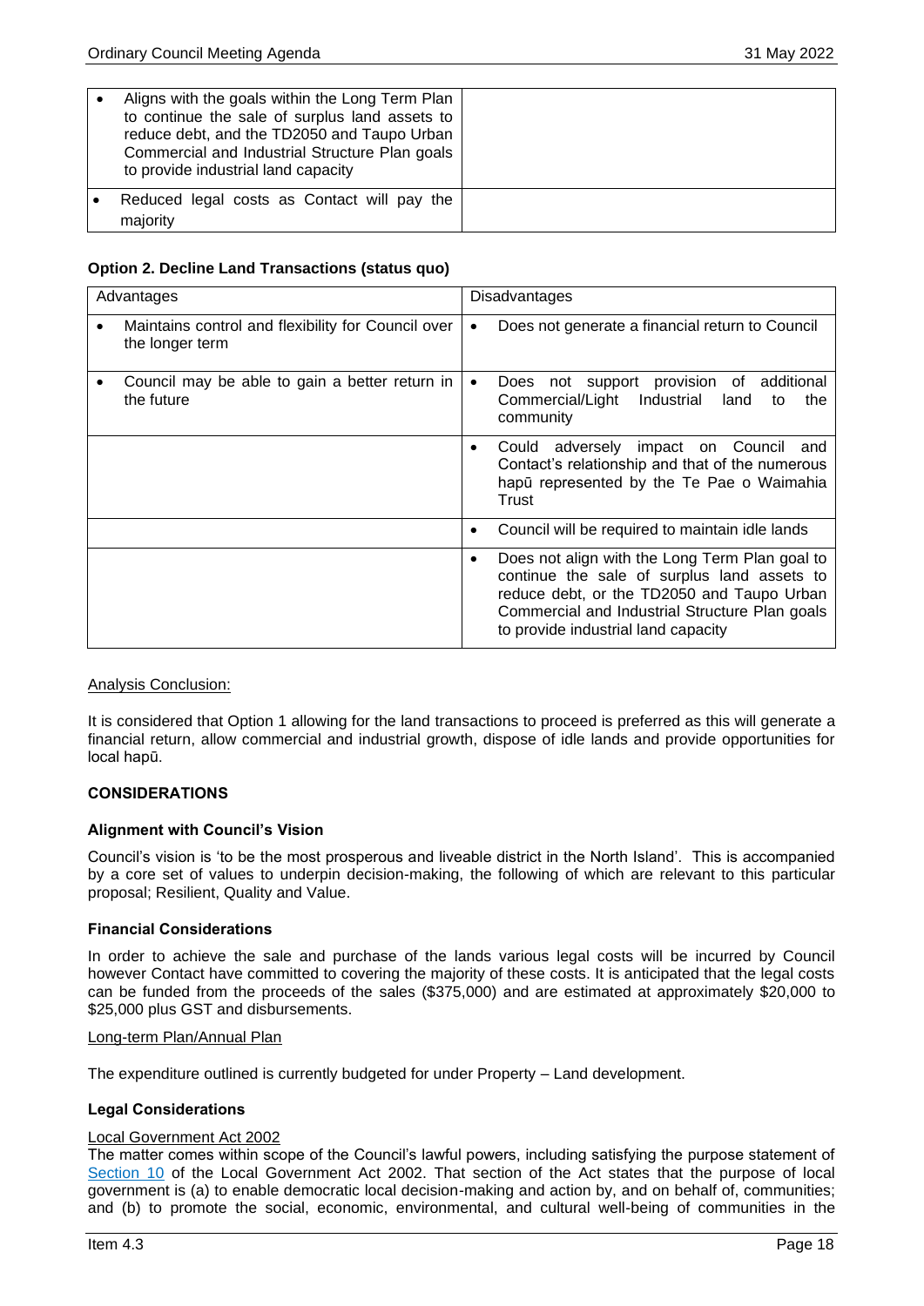| | |
|---|---|
| • Aligns with the goals within the Long Term Plan to continue the sale of surplus land assets to reduce debt, and the TD2050 and Taupo Urban Commercial and Industrial Structure Plan goals to provide industrial land capacity | |
| • Reduced legal costs as Contact will pay the majority | |

**Option 2. Decline Land Transactions (status quo)**

| Advantages | Disadvantages |
|---|---|
| • Maintains control and flexibility for Council over the longer term | • Does not generate a financial return to Council |
| • Council may be able to gain a better return in the future | • Does not support provision of additional Commercial/Light Industrial land to the community |
| | • Could adversely impact on Council and Contact's relationship and that of the numerous hapū represented by the Te Pae o Waimahia Trust |
| | • Council will be required to maintain idle lands |
| | • Does not align with the Long Term Plan goal to continue the sale of surplus land assets to reduce debt, or the TD2050 and Taupo Urban Commercial and Industrial Structure Plan goals to provide industrial land capacity |

Analysis Conclusion:

It is considered that Option 1 allowing for the land transactions to proceed is preferred as this will generate a financial return, allow commercial and industrial growth, dispose of idle lands and provide opportunities for local hapū.

**CONSIDERATIONS**

**Alignment with Council's Vision**

Council's vision is 'to be the most prosperous and liveable district in the North Island'. This is accompanied by a core set of values to underpin decision-making, the following of which are relevant to this particular proposal; Resilient, Quality and Value.

**Financial Considerations**

In order to achieve the sale and purchase of the lands various legal costs will be incurred by Council however Contact have committed to covering the majority of these costs. It is anticipated that the legal costs can be funded from the proceeds of the sales ($375,000) and are estimated at approximately $20,000 to $25,000 plus GST and disbursements.

Long-term Plan/Annual Plan

The expenditure outlined is currently budgeted for under Property – Land development.

**Legal Considerations**

Local Government Act 2002

The matter comes within scope of the Council's lawful powers, including satisfying the purpose statement of Section 10 of the Local Government Act 2002. That section of the Act states that the purpose of local government is (a) to enable democratic local decision-making and action by, and on behalf of, communities; and (b) to promote the social, economic, environmental, and cultural well-being of communities in the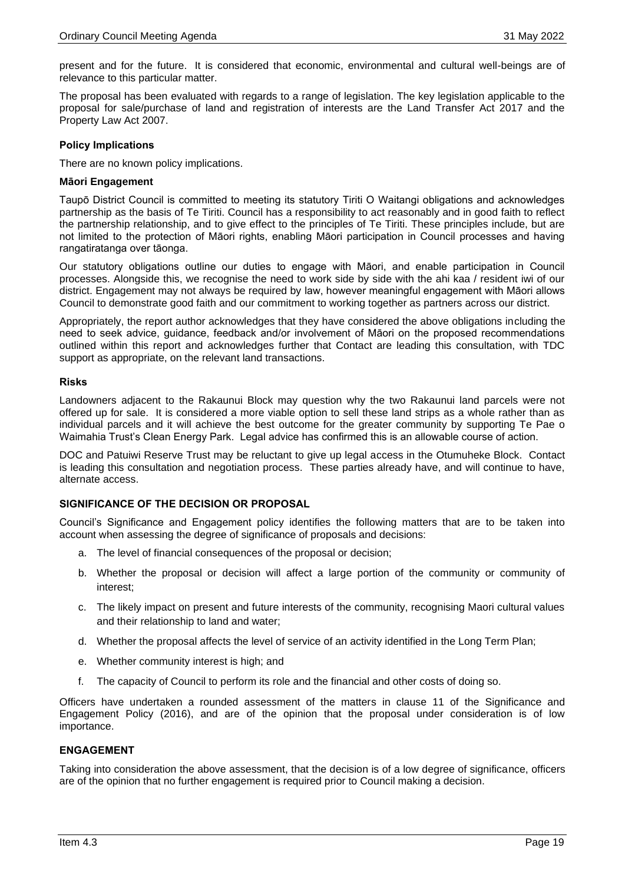present and for the future. It is considered that economic, environmental and cultural well-beings are of relevance to this particular matter.

The proposal has been evaluated with regards to a range of legislation. The key legislation applicable to the proposal for sale/purchase of land and registration of interests are the Land Transfer Act 2017 and the Property Law Act 2007.

**Policy Implications**

There are no known policy implications.

**Māori Engagement**

Taupō District Council is committed to meeting its statutory Tiriti O Waitangi obligations and acknowledges partnership as the basis of Te Tiriti. Council has a responsibility to act reasonably and in good faith to reflect the partnership relationship, and to give effect to the principles of Te Tiriti. These principles include, but are not limited to the protection of Māori rights, enabling Māori participation in Council processes and having rangatiratanga over tāonga.

Our statutory obligations outline our duties to engage with Māori, and enable participation in Council processes. Alongside this, we recognise the need to work side by side with the ahi kaa / resident iwi of our district. Engagement may not always be required by law, however meaningful engagement with Māori allows Council to demonstrate good faith and our commitment to working together as partners across our district.

Appropriately, the report author acknowledges that they have considered the above obligations including the need to seek advice, guidance, feedback and/or involvement of Māori on the proposed recommendations outlined within this report and acknowledges further that Contact are leading this consultation, with TDC support as appropriate, on the relevant land transactions.

**Risks**

Landowners adjacent to the Rakaunui Block may question why the two Rakaunui land parcels were not offered up for sale. It is considered a more viable option to sell these land strips as a whole rather than as individual parcels and it will achieve the best outcome for the greater community by supporting Te Pae o Waimahia Trust's Clean Energy Park. Legal advice has confirmed this is an allowable course of action.

DOC and Patuiwi Reserve Trust may be reluctant to give up legal access in the Otumuheke Block. Contact is leading this consultation and negotiation process. These parties already have, and will continue to have, alternate access.

## SIGNIFICANCE OF THE DECISION OR PROPOSAL

Council's Significance and Engagement policy identifies the following matters that are to be taken into account when assessing the degree of significance of proposals and decisions:

a. The level of financial consequences of the proposal or decision;

b. Whether the proposal or decision will affect a large portion of the community or community of interest;

c. The likely impact on present and future interests of the community, recognising Maori cultural values and their relationship to land and water;

d. Whether the proposal affects the level of service of an activity identified in the Long Term Plan;

e. Whether community interest is high; and

f. The capacity of Council to perform its role and the financial and other costs of doing so.

Officers have undertaken a rounded assessment of the matters in clause 11 of the Significance and Engagement Policy (2016), and are of the opinion that the proposal under consideration is of low importance.

## ENGAGEMENT

Taking into consideration the above assessment, that the decision is of a low degree of significance, officers are of the opinion that no further engagement is required prior to Council making a decision.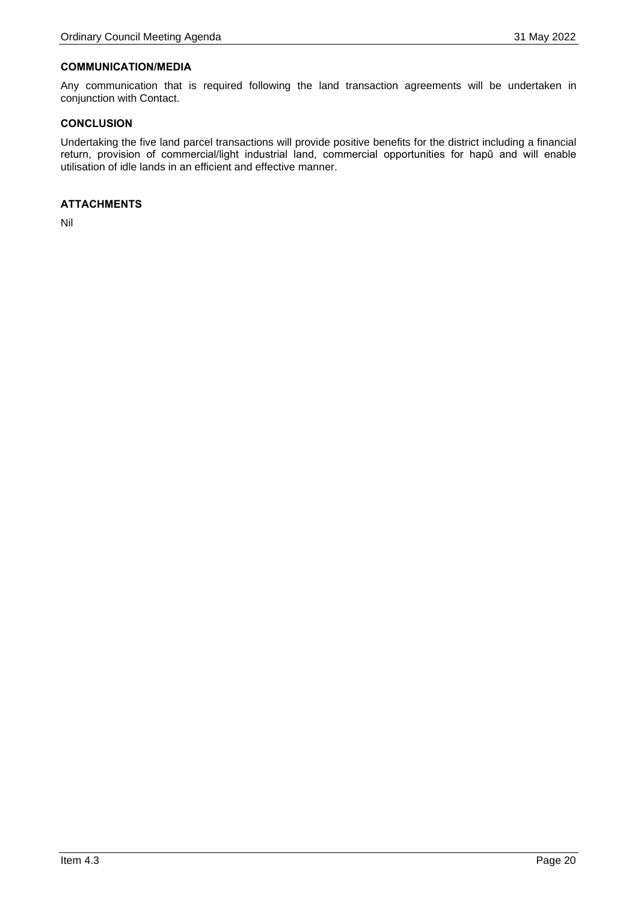### COMMUNICATION/MEDIA

Any communication that is required following the land transaction agreements will be undertaken in conjunction with Contact.

### CONCLUSION

Undertaking the five land parcel transactions will provide positive benefits for the district including a financial return, provision of commercial/light industrial land, commercial opportunities for hapū and will enable utilisation of idle lands in an efficient and effective manner.

### ATTACHMENTS

Nil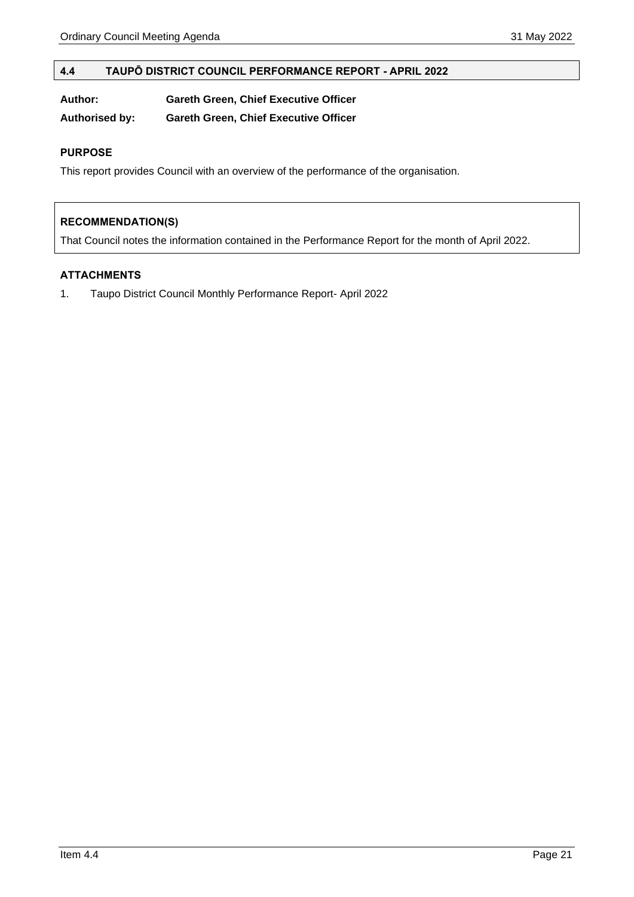## 4.4 TAUPŌ DISTRICT COUNCIL PERFORMANCE REPORT - APRIL 2022

**Author:** **Gareth Green, Chief Executive Officer**

**Authorised by:** **Gareth Green, Chief Executive Officer**

### PURPOSE

This report provides Council with an overview of the performance of the organisation.

### RECOMMENDATION(S)

That Council notes the information contained in the Performance Report for the month of April 2022.

### ATTACHMENTS

1. Taupo District Council Monthly Performance Report- April 2022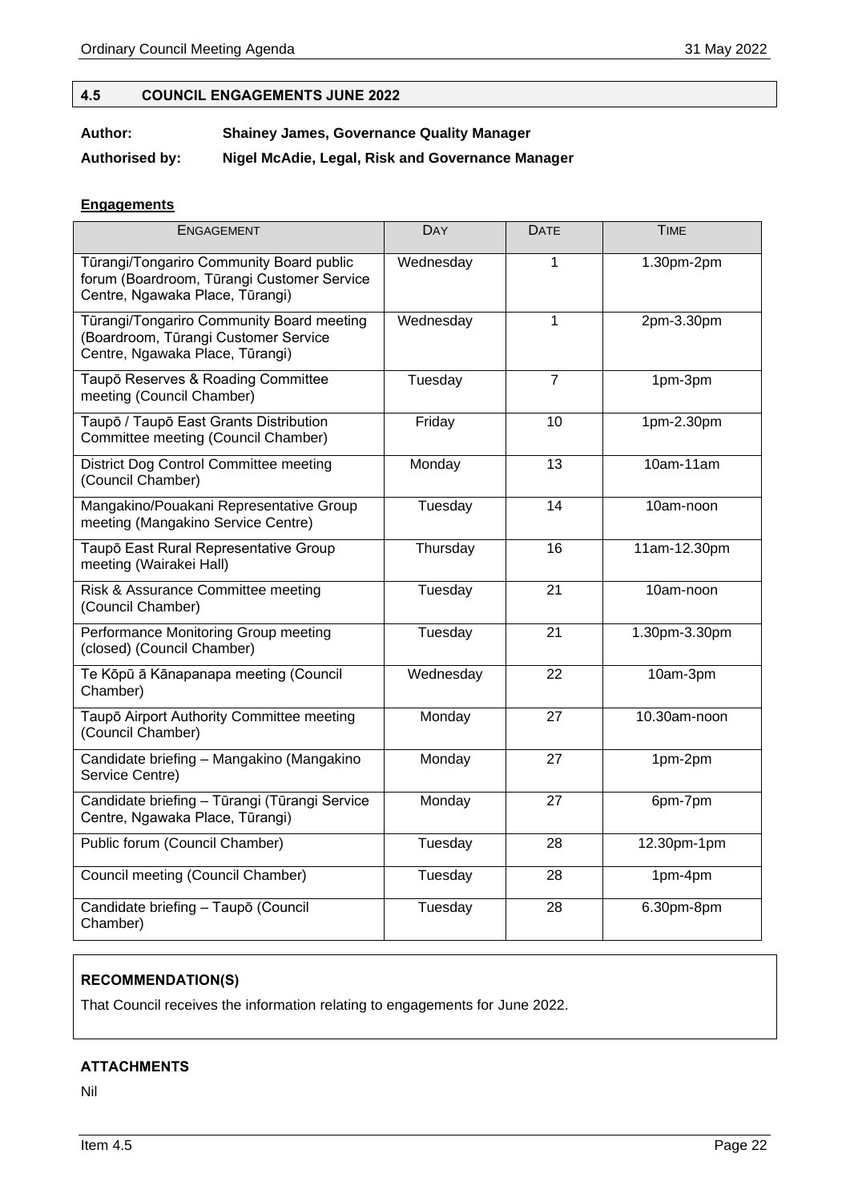## 4.5 COUNCIL ENGAGEMENTS JUNE 2022

**Author:** **Shainey James, Governance Quality Manager**

**Authorised by:** **Nigel McAdie, Legal, Risk and Governance Manager**

**Engagements**

| ENGAGEMENT | DAY | DATE | TIME |
|---|---|---|---|
| Tūrangi/Tongariro Community Board public forum (Boardroom, Tūrangi Customer Service Centre, Ngawaka Place, Tūrangi) | Wednesday | 1 | 1.30pm-2pm |
| Tūrangi/Tongariro Community Board meeting (Boardroom, Tūrangi Customer Service Centre, Ngawaka Place, Tūrangi) | Wednesday | 1 | 2pm-3.30pm |
| Taupō Reserves & Roading Committee meeting (Council Chamber) | Tuesday | 7 | 1pm-3pm |
| Taupō / Taupō East Grants Distribution Committee meeting (Council Chamber) | Friday | 10 | 1pm-2.30pm |
| District Dog Control Committee meeting (Council Chamber) | Monday | 13 | 10am-11am |
| Mangakino/Pouakani Representative Group meeting (Mangakino Service Centre) | Tuesday | 14 | 10am-noon |
| Taupō East Rural Representative Group meeting (Wairakei Hall) | Thursday | 16 | 11am-12.30pm |
| Risk & Assurance Committee meeting (Council Chamber) | Tuesday | 21 | 10am-noon |
| Performance Monitoring Group meeting (closed) (Council Chamber) | Tuesday | 21 | 1.30pm-3.30pm |
| Te Kōpū ā Kānapanapa meeting (Council Chamber) | Wednesday | 22 | 10am-3pm |
| Taupō Airport Authority Committee meeting (Council Chamber) | Monday | 27 | 10.30am-noon |
| Candidate briefing – Mangakino (Mangakino Service Centre) | Monday | 27 | 1pm-2pm |
| Candidate briefing – Tūrangi (Tūrangi Service Centre, Ngawaka Place, Tūrangi) | Monday | 27 | 6pm-7pm |
| Public forum (Council Chamber) | Tuesday | 28 | 12.30pm-1pm |
| Council meeting (Council Chamber) | Tuesday | 28 | 1pm-4pm |
| Candidate briefing – Taupō (Council Chamber) | Tuesday | 28 | 6.30pm-8pm |

### RECOMMENDATION(S)

That Council receives the information relating to engagements for June 2022.

### ATTACHMENTS

Nil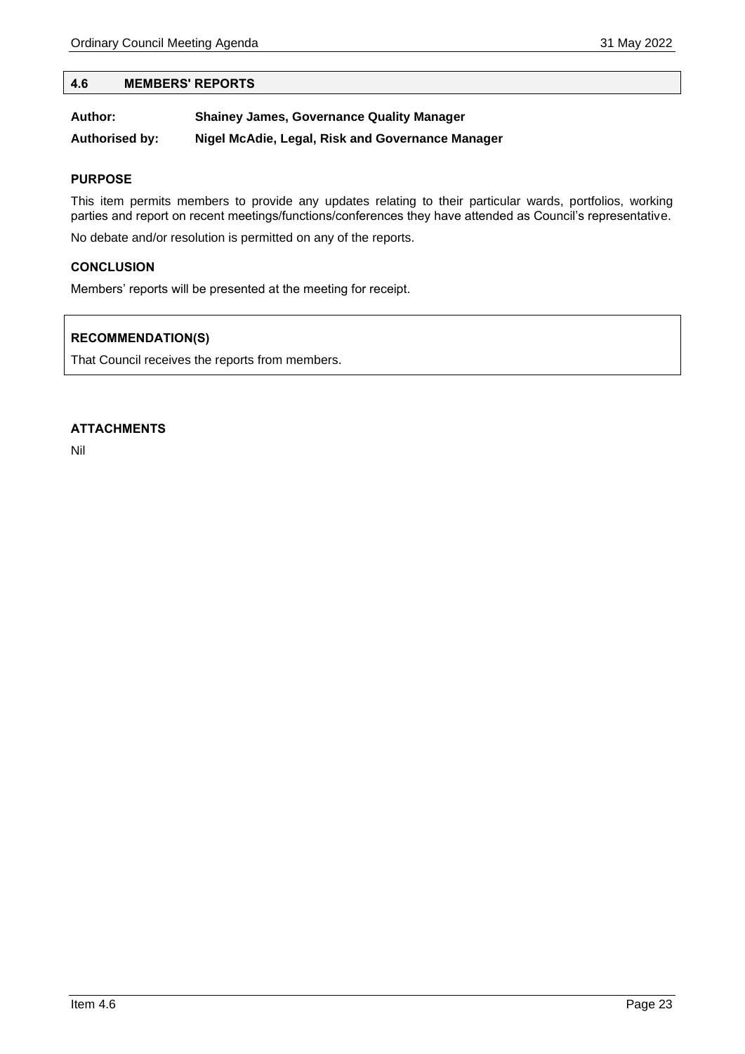## 4.6 MEMBERS' REPORTS

**Author:** **Shainey James, Governance Quality Manager**

**Authorised by:** **Nigel McAdie, Legal, Risk and Governance Manager**

### PURPOSE

This item permits members to provide any updates relating to their particular wards, portfolios, working parties and report on recent meetings/functions/conferences they have attended as Council's representative.

No debate and/or resolution is permitted on any of the reports.

### CONCLUSION

Members' reports will be presented at the meeting for receipt.

### RECOMMENDATION(S)

That Council receives the reports from members.

### ATTACHMENTS

Nil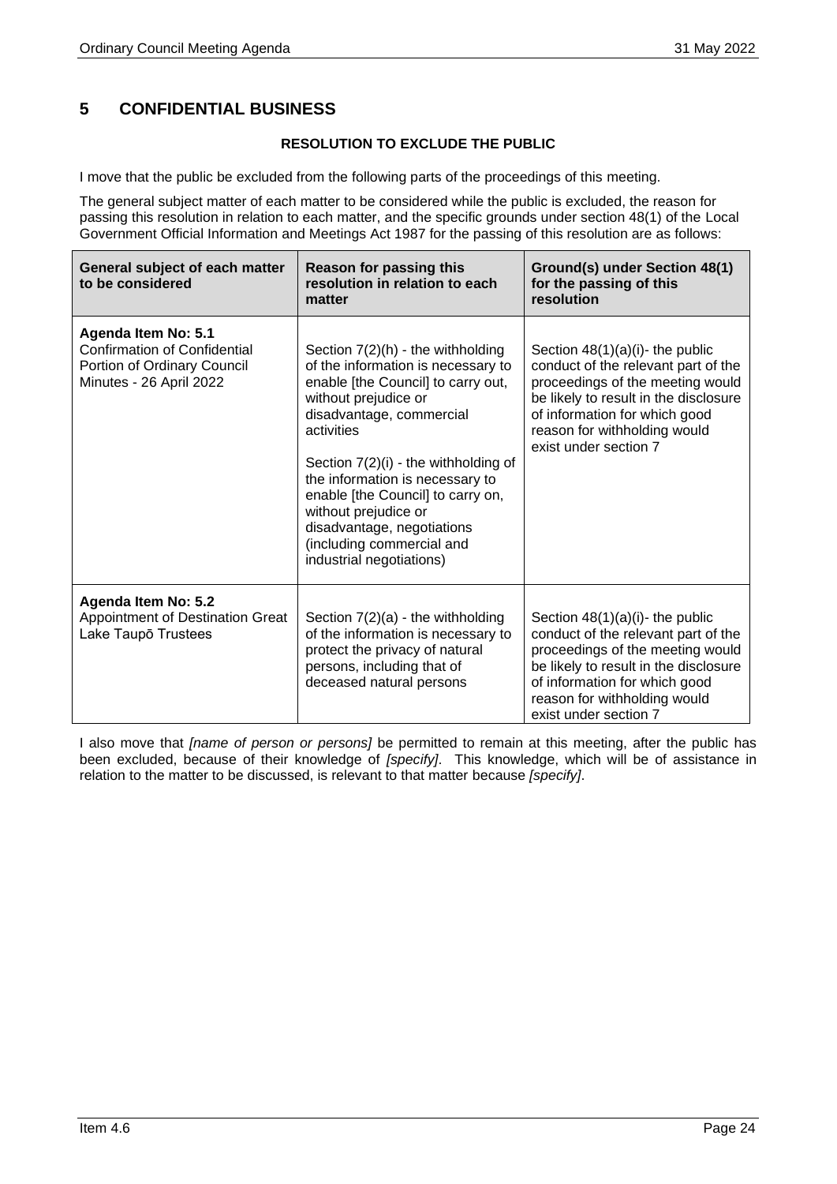## 5 CONFIDENTIAL BUSINESS

**RESOLUTION TO EXCLUDE THE PUBLIC**

I move that the public be excluded from the following parts of the proceedings of this meeting.

The general subject matter of each matter to be considered while the public is excluded, the reason for passing this resolution in relation to each matter, and the specific grounds under section 48(1) of the Local Government Official Information and Meetings Act 1987 for the passing of this resolution are as follows:

| General subject of each matter to be considered | Reason for passing this resolution in relation to each matter | Ground(s) under Section 48(1) for the passing of this resolution |
|---|---|---|
| **Agenda Item No: 5.1** Confirmation of Confidential Portion of Ordinary Council Minutes - 26 April 2022 | Section 7(2)(h) - the withholding of the information is necessary to enable [the Council] to carry out, without prejudice or disadvantage, commercial activities<br><br>Section 7(2)(i) - the withholding of the information is necessary to enable [the Council] to carry on, without prejudice or disadvantage, negotiations (including commercial and industrial negotiations) | Section 48(1)(a)(i)- the public conduct of the relevant part of the proceedings of the meeting would be likely to result in the disclosure of information for which good reason for withholding would exist under section 7 |
| **Agenda Item No: 5.2** Appointment of Destination Great Lake Taupō Trustees | Section 7(2)(a) - the withholding of the information is necessary to protect the privacy of natural persons, including that of deceased natural persons | Section 48(1)(a)(i)- the public conduct of the relevant part of the proceedings of the meeting would be likely to result in the disclosure of information for which good reason for withholding would exist under section 7 |

I also move that *[name of person or persons]* be permitted to remain at this meeting, after the public has been excluded, because of their knowledge of *[specify]*. This knowledge, which will be of assistance in relation to the matter to be discussed, is relevant to that matter because *[specify]*.